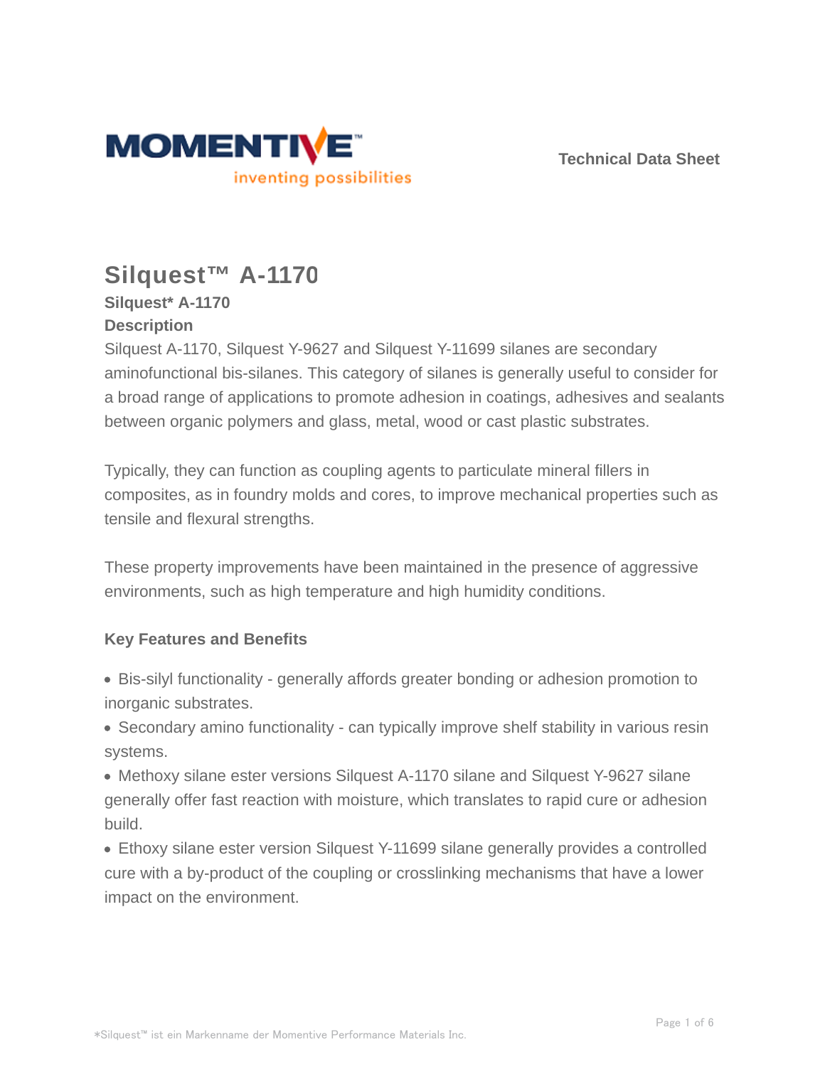Technical Data Sheet

# Silquest™ A-1170

**Silquest* A-1170**

**Description**

Silquest A-1170, Silquest Y-9627 and Silquest Y-11699 silanes are secondary aminofunctional bis-silanes. This category of silanes is generally useful to consider for a broad range of applications to promote adhesion in coatings, adhesives and sealants between organic polymers and glass, metal, wood or cast plastic substrates.

Typically, they can function as coupling agents to particulate mineral fillers in composites, as in foundry molds and cores, to improve mechanical properties such as tensile and flexural strengths.

These property improvements have been maintained in the presence of aggressive environments, such as high temperature and high humidity conditions.

**Key Features and Benefits**

- Bis-silyl functionality - generally affords greater bonding or adhesion promotion to inorganic substrates.
- Secondary amino functionality - can typically improve shelf stability in various resin systems.
- Methoxy silane ester versions Silquest A-1170 silane and Silquest Y-9627 silane generally offer fast reaction with moisture, which translates to rapid cure or adhesion build.
- Ethoxy silane ester version Silquest Y-11699 silane generally provides a controlled cure with a by-product of the coupling or crosslinking mechanisms that have a lower impact on the environment.

*Silquest™ ist ein Markenname der Momentive Performance Materials Inc.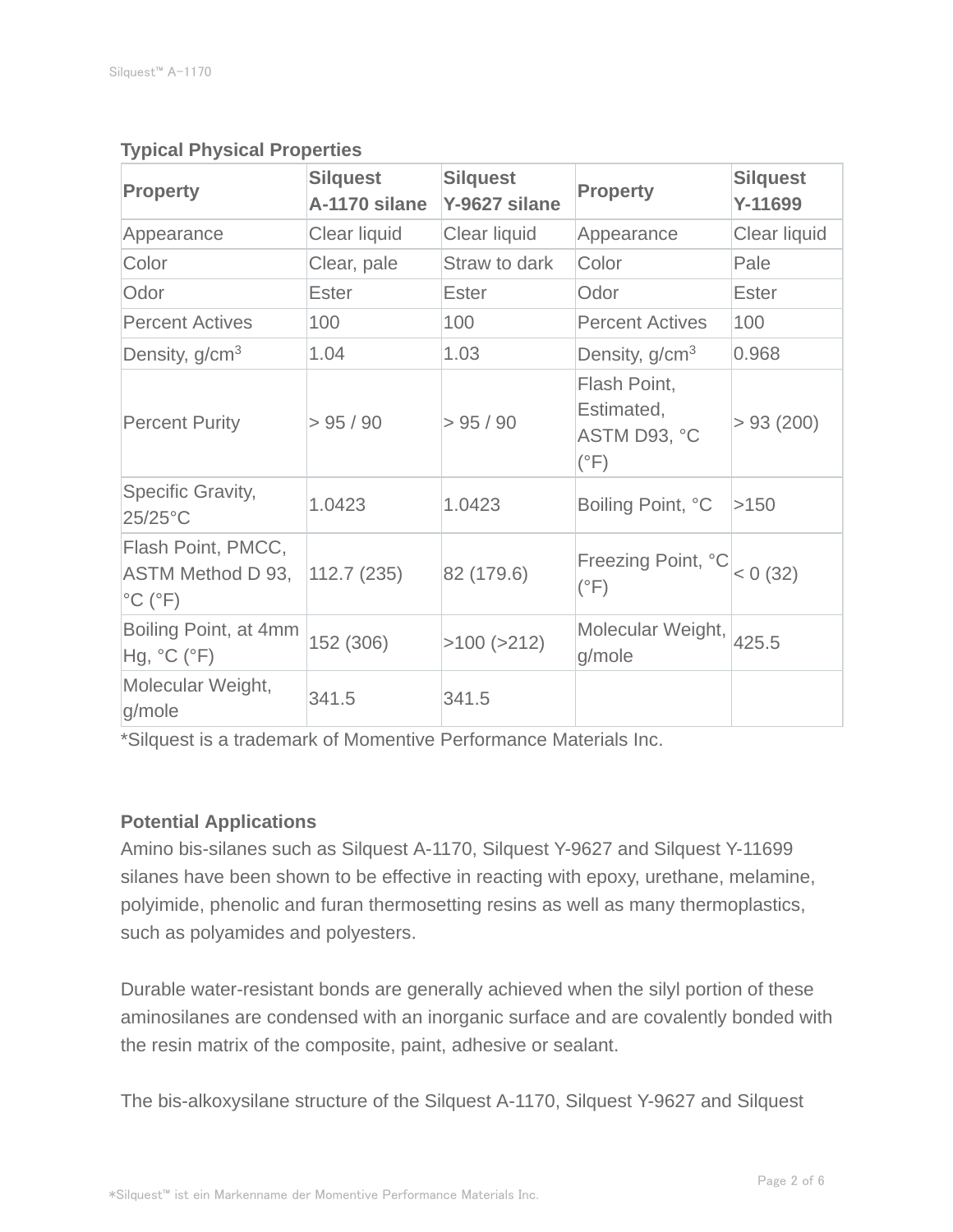### Typical Physical Properties

| Property | Silquest A-1170 silane | Silquest Y-9627 silane | Property | Silquest Y-11699 |
|---|---|---|---|---|
| Appearance | Clear liquid | Clear liquid | Appearance | Clear liquid |
| Color | Clear, pale | Straw to dark | Color | Pale |
| Odor | Ester | Ester | Odor | Ester |
| Percent Actives | 100 | 100 | Percent Actives | 100 |
| Density, g/cm$^3$ | 1.04 | 1.03 | Density, g/cm$^3$ | 0.968 |
| Percent Purity | > 95 / 90 | > 95 / 90 | Flash Point, Estimated, ASTM D93, °C (°F) | > 93 (200) |
| Specific Gravity, 25/25°C | 1.0423 | 1.0423 | Boiling Point, °C | >150 |
| Flash Point, PMCC, ASTM Method D 93, °C (°F) | 112.7 (235) | 82 (179.6) | Freezing Point, °C (°F) | < 0 (32) |
| Boiling Point, at 4mm Hg, °C (°F) | 152 (306) | >100 (>212) | Molecular Weight, g/mole | 425.5 |
| Molecular Weight, g/mole | 341.5 | 341.5 | | |

*Silquest is a trademark of Momentive Performance Materials Inc.

### Potential Applications

Amino bis-silanes such as Silquest A-1170, Silquest Y-9627 and Silquest Y-11699 silanes have been shown to be effective in reacting with epoxy, urethane, melamine, polyimide, phenolic and furan thermosetting resins as well as many thermoplastics, such as polyamides and polyesters.

Durable water-resistant bonds are generally achieved when the silyl portion of these aminosilanes are condensed with an inorganic surface and are covalently bonded with the resin matrix of the composite, paint, adhesive or sealant.

The bis-alkoxysilane structure of the Silquest A-1170, Silquest Y-9627 and Silquest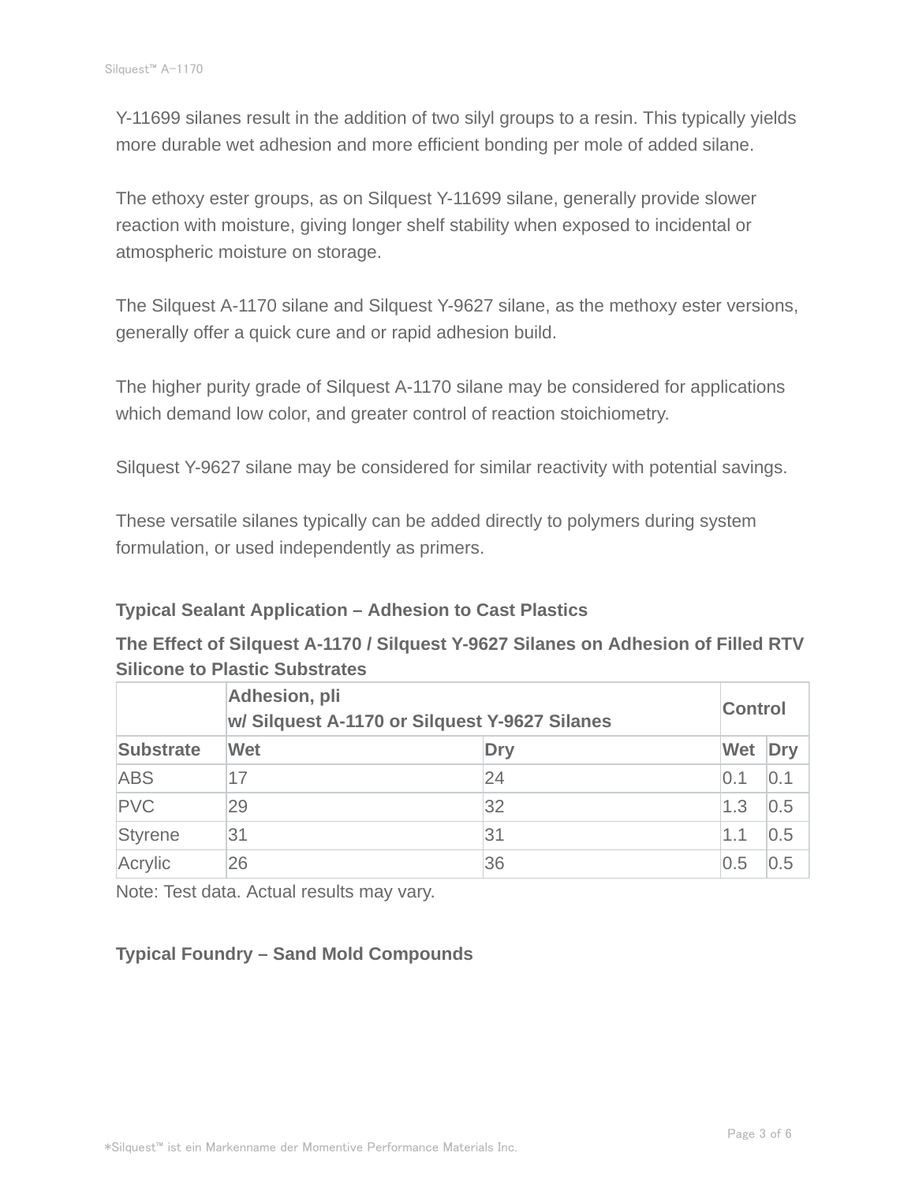Y-11699 silanes result in the addition of two silyl groups to a resin. This typically yields more durable wet adhesion and more efficient bonding per mole of added silane.

The ethoxy ester groups, as on Silquest Y-11699 silane, generally provide slower reaction with moisture, giving longer shelf stability when exposed to incidental or atmospheric moisture on storage.

The Silquest A-1170 silane and Silquest Y-9627 silane, as the methoxy ester versions, generally offer a quick cure and or rapid adhesion build.

The higher purity grade of Silquest A-1170 silane may be considered for applications which demand low color, and greater control of reaction stoichiometry.

Silquest Y-9627 silane may be considered for similar reactivity with potential savings.

These versatile silanes typically can be added directly to polymers during system formulation, or used independently as primers.

**Typical Sealant Application – Adhesion to Cast Plastics**

**The Effect of Silquest A-1170 / Silquest Y-9627 Silanes on Adhesion of Filled RTV Silicone to Plastic Substrates**

| | Adhesion, pli w/ Silquest A-1170 or Silquest Y-9627 Silanes | | Control | |
|---|---|---|---|---|
| **Substrate** | **Wet** | **Dry** | **Wet** | **Dry** |
| ABS | 17 | 24 | 0.1 | 0.1 |
| PVC | 29 | 32 | 1.3 | 0.5 |
| Styrene | 31 | 31 | 1.1 | 0.5 |
| Acrylic | 26 | 36 | 0.5 | 0.5 |

Note: Test data. Actual results may vary.

**Typical Foundry – Sand Mold Compounds**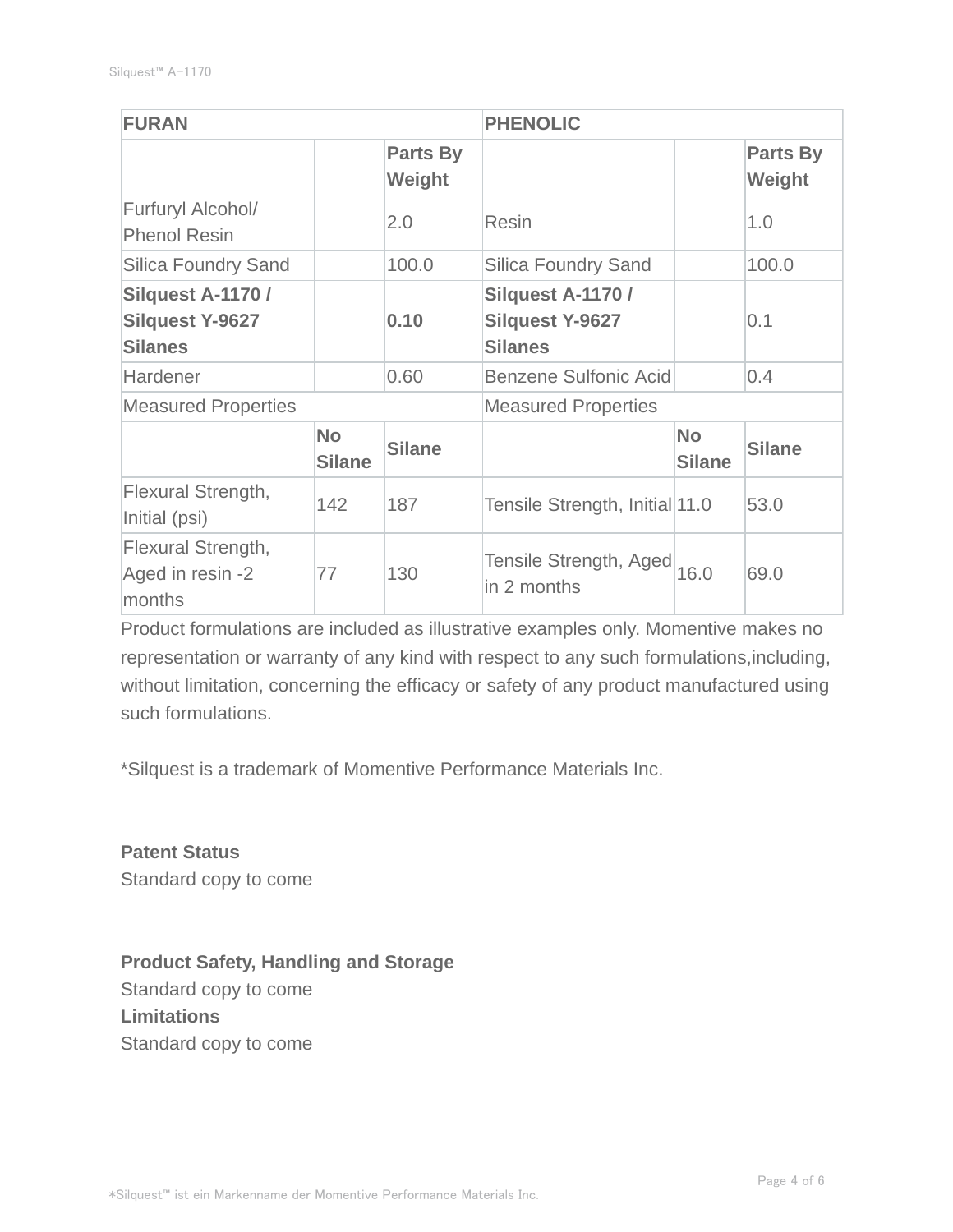| FURAN | | | PHENOLIC | | |
|---|---|---|---|---|---|
| | | **Parts By Weight** | | | **Parts By Weight** |
| Furfuryl Alcohol/ Phenol Resin | | 2.0 | Resin | | 1.0 |
| Silica Foundry Sand | | 100.0 | Silica Foundry Sand | | 100.0 |
| **Silquest A-1170 / Silquest Y-9627 Silanes** | | **0.10** | **Silquest A-1170 / Silquest Y-9627 Silanes** | | 0.1 |
| Hardener | | 0.60 | Benzene Sulfonic Acid | | 0.4 |
| Measured Properties | | | Measured Properties | | |
| | **No Silane** | **Silane** | | **No Silane** | **Silane** |
| Flexural Strength, Initial (psi) | 142 | 187 | Tensile Strength, Initial | 11.0 | 53.0 |
| Flexural Strength, Aged in resin -2 months | 77 | 130 | Tensile Strength, Aged in 2 months | 16.0 | 69.0 |

Product formulations are included as illustrative examples only. Momentive makes no representation or warranty of any kind with respect to any such formulations,including, without limitation, concerning the efficacy or safety of any product manufactured using such formulations.

*Silquest is a trademark of Momentive Performance Materials Inc.

**Patent Status**

Standard copy to come

**Product Safety, Handling and Storage**

Standard copy to come

**Limitations**

Standard copy to come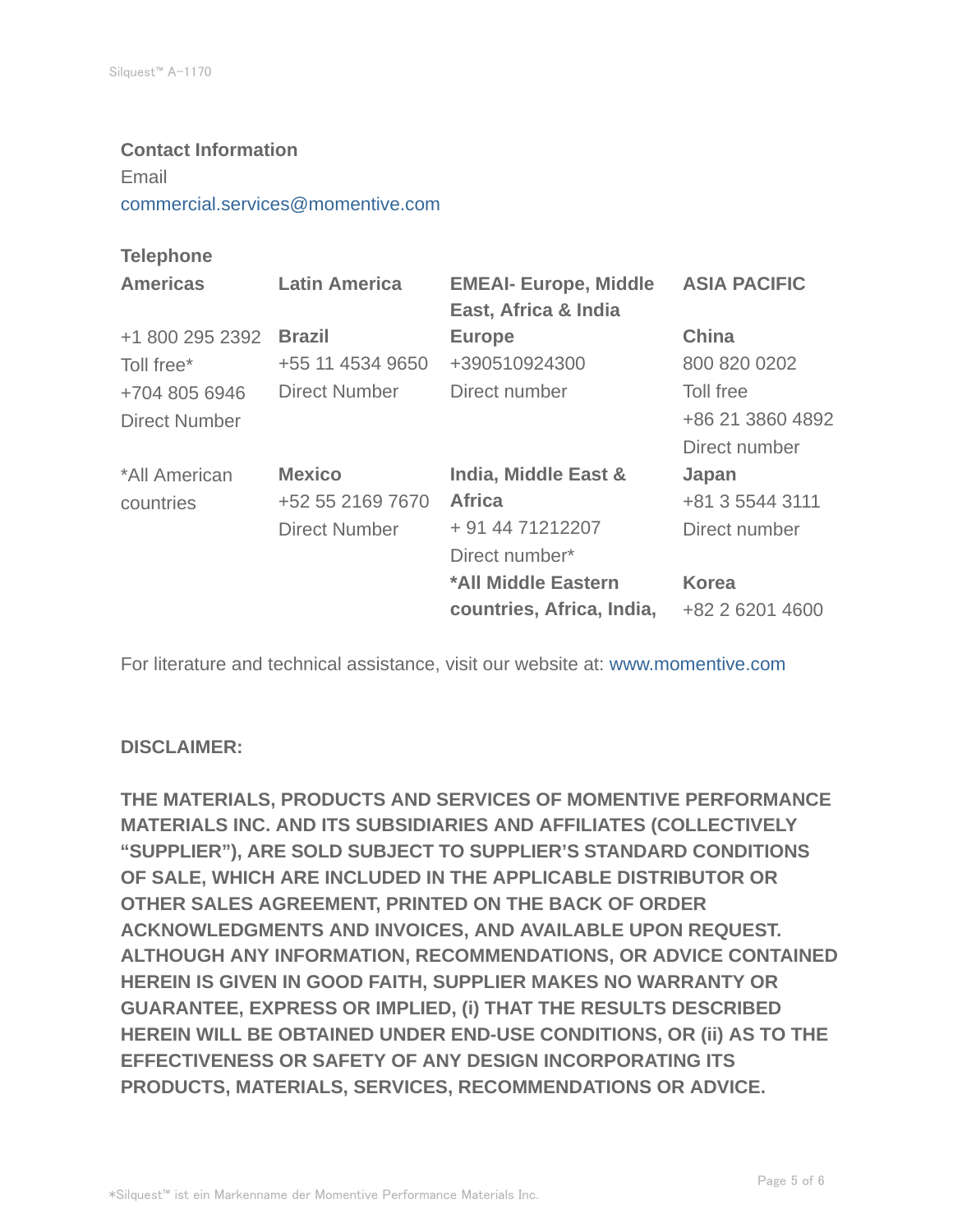**Contact Information**

Email

commercial.services@momentive.com

**Telephone**

| **Americas** | **Latin America** | **EMEAI- Europe, Middle East, Africa & India** | **ASIA PACIFIC** |
|---|---|---|---|
| +1 800 295 2392<br>Toll free*<br>+704 805 6946<br>Direct Number | **Brazil**<br>+55 11 4534 9650<br>Direct Number | **Europe**<br>+390510924300<br>Direct number | **China**<br>800 820 0202<br>Toll free<br>+86 21 3860 4892<br>Direct number |
| *All American countries | **Mexico**<br>+52 55 2169 7670<br>Direct Number | **India, Middle East & Africa**<br>+ 91 44 71212207<br>Direct number* | **Japan**<br>+81 3 5544 3111<br>Direct number |
| | | ***All Middle Eastern countries, Africa, India,** | **Korea**<br>+82 2 6201 4600 |

For literature and technical assistance, visit our website at: www.momentive.com

**DISCLAIMER:**

**THE MATERIALS, PRODUCTS AND SERVICES OF MOMENTIVE PERFORMANCE MATERIALS INC. AND ITS SUBSIDIARIES AND AFFILIATES (COLLECTIVELY "SUPPLIER"), ARE SOLD SUBJECT TO SUPPLIER'S STANDARD CONDITIONS OF SALE, WHICH ARE INCLUDED IN THE APPLICABLE DISTRIBUTOR OR OTHER SALES AGREEMENT, PRINTED ON THE BACK OF ORDER ACKNOWLEDGMENTS AND INVOICES, AND AVAILABLE UPON REQUEST. ALTHOUGH ANY INFORMATION, RECOMMENDATIONS, OR ADVICE CONTAINED HEREIN IS GIVEN IN GOOD FAITH, SUPPLIER MAKES NO WARRANTY OR GUARANTEE, EXPRESS OR IMPLIED, (i) THAT THE RESULTS DESCRIBED HEREIN WILL BE OBTAINED UNDER END-USE CONDITIONS, OR (ii) AS TO THE EFFECTIVENESS OR SAFETY OF ANY DESIGN INCORPORATING ITS PRODUCTS, MATERIALS, SERVICES, RECOMMENDATIONS OR ADVICE.**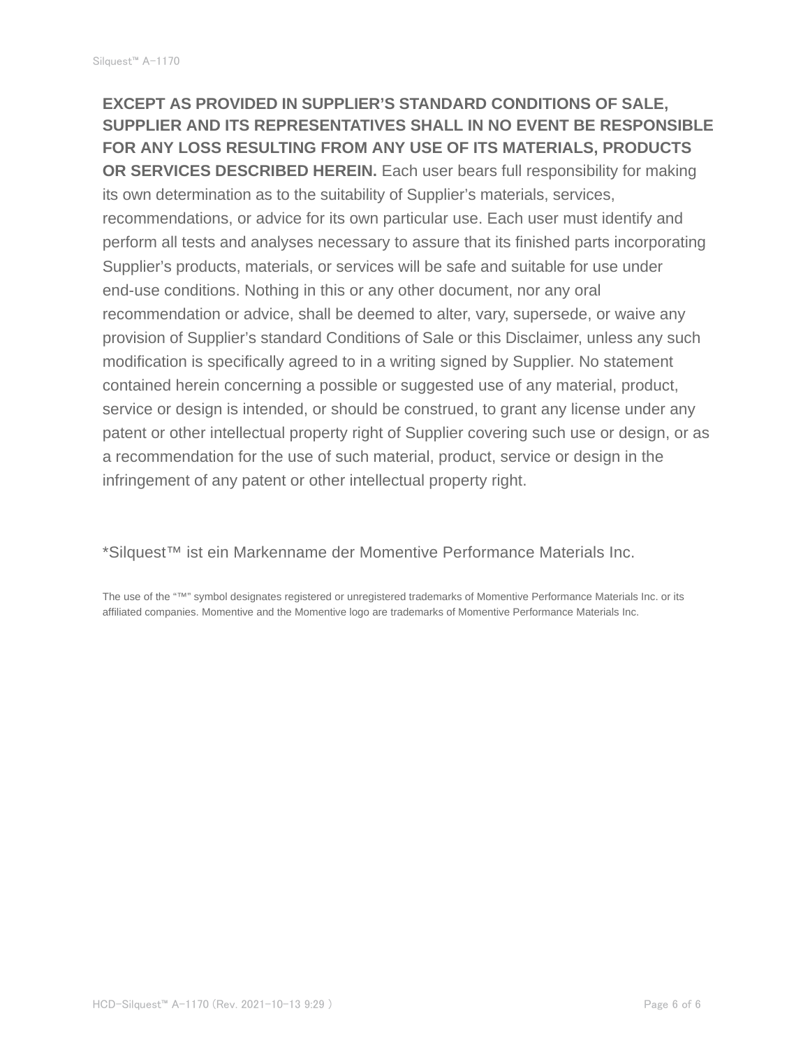**EXCEPT AS PROVIDED IN SUPPLIER'S STANDARD CONDITIONS OF SALE, SUPPLIER AND ITS REPRESENTATIVES SHALL IN NO EVENT BE RESPONSIBLE FOR ANY LOSS RESULTING FROM ANY USE OF ITS MATERIALS, PRODUCTS OR SERVICES DESCRIBED HEREIN.** Each user bears full responsibility for making its own determination as to the suitability of Supplier's materials, services, recommendations, or advice for its own particular use. Each user must identify and perform all tests and analyses necessary to assure that its finished parts incorporating Supplier's products, materials, or services will be safe and suitable for use under end-use conditions. Nothing in this or any other document, nor any oral recommendation or advice, shall be deemed to alter, vary, supersede, or waive any provision of Supplier's standard Conditions of Sale or this Disclaimer, unless any such modification is specifically agreed to in a writing signed by Supplier. No statement contained herein concerning a possible or suggested use of any material, product, service or design is intended, or should be construed, to grant any license under any patent or other intellectual property right of Supplier covering such use or design, or as a recommendation for the use of such material, product, service or design in the infringement of any patent or other intellectual property right.

*Silquest™ ist ein Markenname der Momentive Performance Materials Inc.

The use of the "™" symbol designates registered or unregistered trademarks of Momentive Performance Materials Inc. or its affiliated companies. Momentive and the Momentive logo are trademarks of Momentive Performance Materials Inc.